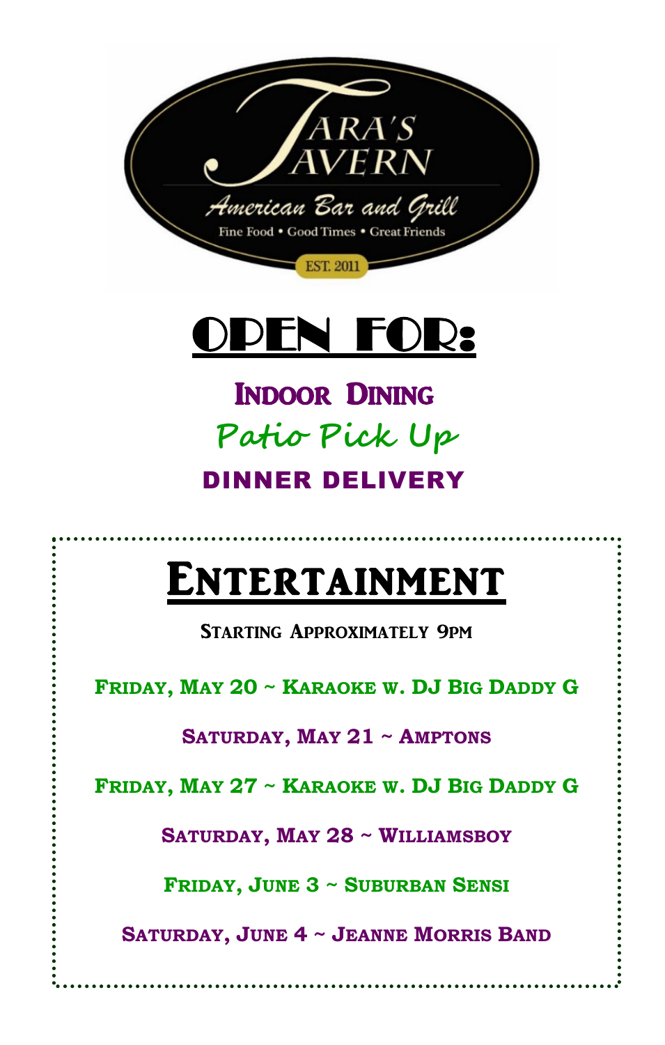TARA'S TAVERN

American Bar and Grill

Fine Food • Good Times • Great Friends

EST. 2011

# OPEN FOR:

**Indoor Dining**

**Patio Pick Up**

**DINNER DELIVERY**

# Entertainment

**Starting Approximately 9pm**

**Friday, May 20 ~ Karaoke w. DJ Big Daddy G**

**Saturday, May 21 ~ Amptons**

**Friday, May 27 ~ Karaoke w. DJ Big Daddy G**

**Saturday, May 28 ~ Williamsboy**

**Friday, June 3 ~ Suburban Sensi**

**Saturday, June 4 ~ Jeanne Morris Band**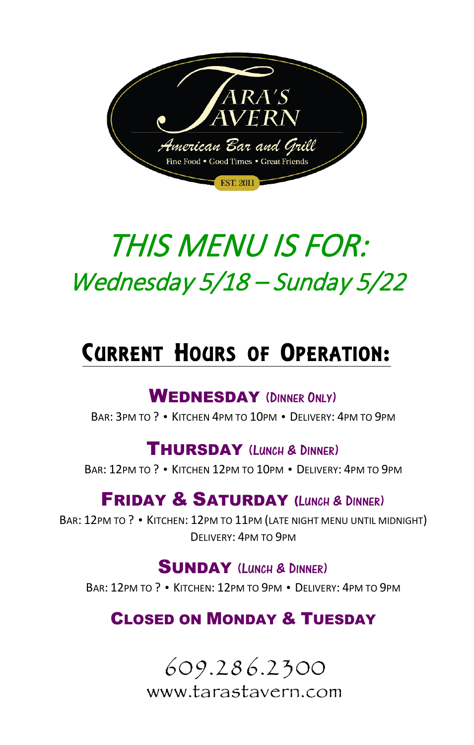Tara's Tavern

American Bar and Grill

Fine Food • Good Times • Great Friends

EST. 2011

# THIS MENU IS FOR:

## Wednesday 5/18 – Sunday 5/22

## Current Hours of Operation:

### Wednesday (Dinner Only)

Bar: 3pm to ? • Kitchen 4pm to 10pm • Delivery: 4pm to 9pm

### Thursday (Lunch & Dinner)

Bar: 12pm to ? • Kitchen 12pm to 10pm • Delivery: 4pm to 9pm

### Friday & Saturday (Lunch & Dinner)

Bar: 12pm to ? • Kitchen: 12pm to 11pm (late night menu until midnight)
Delivery: 4pm to 9pm

### Sunday (Lunch & Dinner)

Bar: 12pm to ? • Kitchen: 12pm to 9pm • Delivery: 4pm to 9pm

### Closed on Monday & Tuesday

609.286.2300

www.tarastavern.com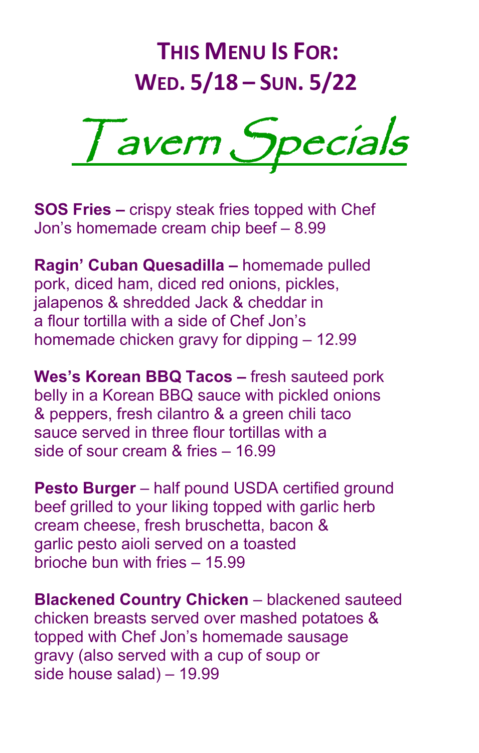# This Menu Is For:
# Wed. 5/18 – Sun. 5/22

## Tavern Specials

**SOS Fries –** crispy steak fries topped with Chef Jon's homemade cream chip beef – 8.99

**Ragin' Cuban Quesadilla –** homemade pulled pork, diced ham, diced red onions, pickles, jalapenos & shredded Jack & cheddar in a flour tortilla with a side of Chef Jon's homemade chicken gravy for dipping – 12.99

**Wes's Korean BBQ Tacos –** fresh sauteed pork belly in a Korean BBQ sauce with pickled onions & peppers, fresh cilantro & a green chili taco sauce served in three flour tortillas with a side of sour cream & fries – 16.99

**Pesto Burger** – half pound USDA certified ground beef grilled to your liking topped with garlic herb cream cheese, fresh bruschetta, bacon & garlic pesto aioli served on a toasted brioche bun with fries – 15.99

**Blackened Country Chicken** – blackened sauteed chicken breasts served over mashed potatoes & topped with Chef Jon's homemade sausage gravy (also served with a cup of soup or side house salad) – 19.99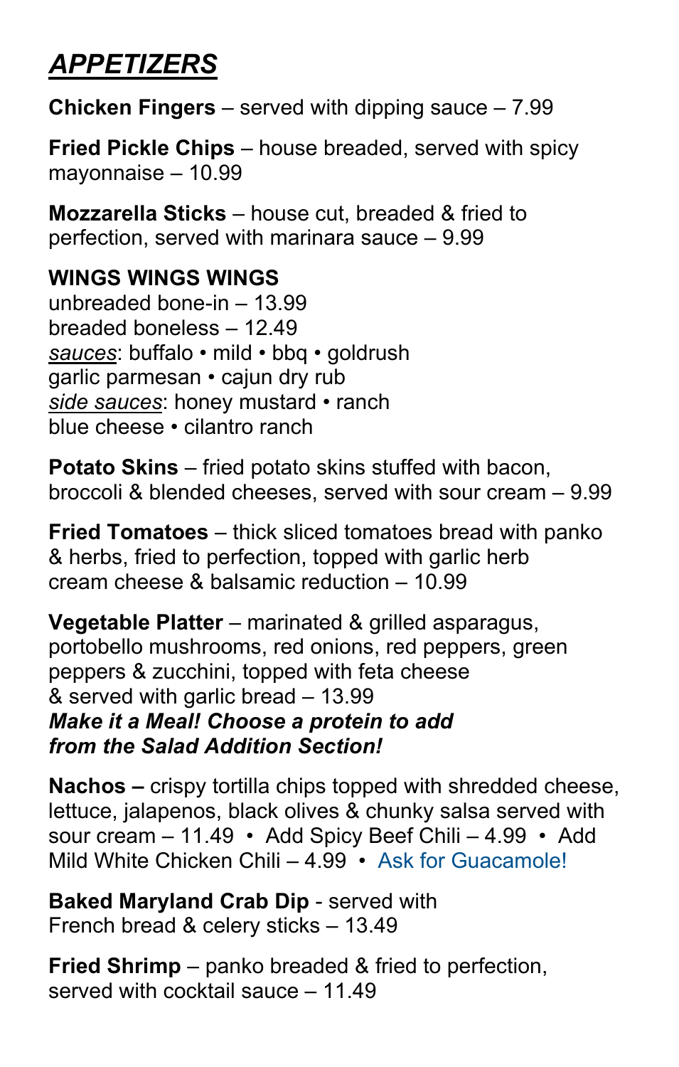# ***APPETIZERS***

**Chicken Fingers** – served with dipping sauce – 7.99

**Fried Pickle Chips** – house breaded, served with spicy mayonnaise – 10.99

**Mozzarella Sticks** – house cut, breaded & fried to perfection, served with marinara sauce – 9.99

**WINGS WINGS WINGS**
unbreaded bone-in – 13.99
breaded boneless – 12.49
*sauces*: buffalo • mild • bbq • goldrush
garlic parmesan • cajun dry rub
*side sauces*: honey mustard • ranch
blue cheese • cilantro ranch

**Potato Skins** – fried potato skins stuffed with bacon, broccoli & blended cheeses, served with sour cream – 9.99

**Fried Tomatoes** – thick sliced tomatoes bread with panko & herbs, fried to perfection, topped with garlic herb cream cheese & balsamic reduction – 10.99

**Vegetable Platter** – marinated & grilled asparagus, portobello mushrooms, red onions, red peppers, green peppers & zucchini, topped with feta cheese & served with garlic bread – 13.99
***Make it a Meal! Choose a protein to add from the Salad Addition Section!***

**Nachos –** crispy tortilla chips topped with shredded cheese, lettuce, jalapenos, black olives & chunky salsa served with sour cream – 11.49 • Add Spicy Beef Chili – 4.99 • Add Mild White Chicken Chili – 4.99 • Ask for Guacamole!

**Baked Maryland Crab Dip** - served with French bread & celery sticks – 13.49

**Fried Shrimp** – panko breaded & fried to perfection, served with cocktail sauce – 11.49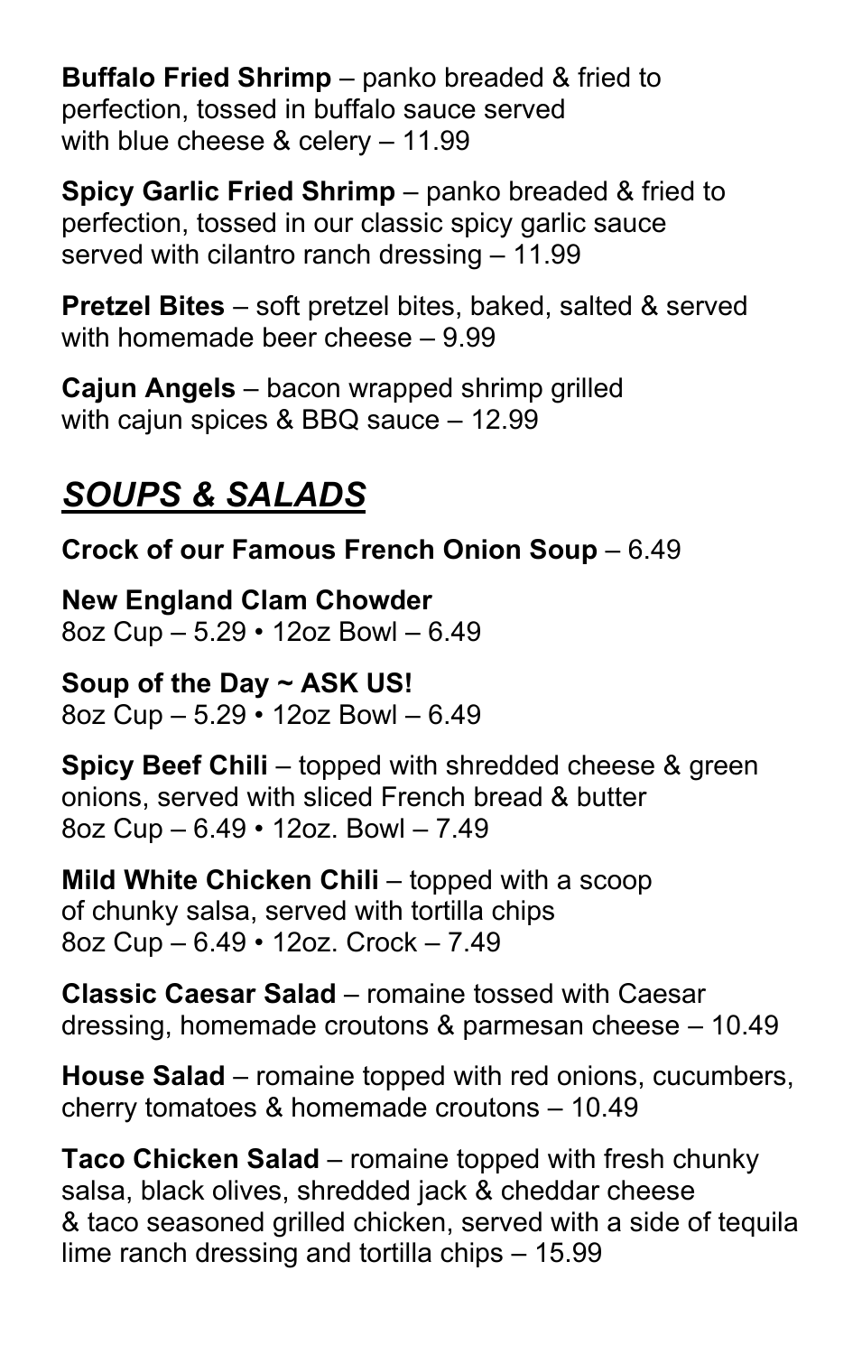**Buffalo Fried Shrimp** – panko breaded & fried to perfection, tossed in buffalo sauce served with blue cheese & celery – 11.99

**Spicy Garlic Fried Shrimp** – panko breaded & fried to perfection, tossed in our classic spicy garlic sauce served with cilantro ranch dressing – 11.99

**Pretzel Bites** – soft pretzel bites, baked, salted & served with homemade beer cheese – 9.99

**Cajun Angels** – bacon wrapped shrimp grilled with cajun spices & BBQ sauce – 12.99

## *SOUPS & SALADS*

**Crock of our Famous French Onion Soup** – 6.49

**New England Clam Chowder**
8oz Cup – 5.29 • 12oz Bowl – 6.49

**Soup of the Day ~ ASK US!**
8oz Cup – 5.29 • 12oz Bowl – 6.49

**Spicy Beef Chili** – topped with shredded cheese & green onions, served with sliced French bread & butter
8oz Cup – 6.49 • 12oz. Bowl – 7.49

**Mild White Chicken Chili** – topped with a scoop of chunky salsa, served with tortilla chips
8oz Cup – 6.49 • 12oz. Crock – 7.49

**Classic Caesar Salad** – romaine tossed with Caesar dressing, homemade croutons & parmesan cheese – 10.49

**House Salad** – romaine topped with red onions, cucumbers, cherry tomatoes & homemade croutons – 10.49

**Taco Chicken Salad** – romaine topped with fresh chunky salsa, black olives, shredded jack & cheddar cheese & taco seasoned grilled chicken, served with a side of tequila lime ranch dressing and tortilla chips – 15.99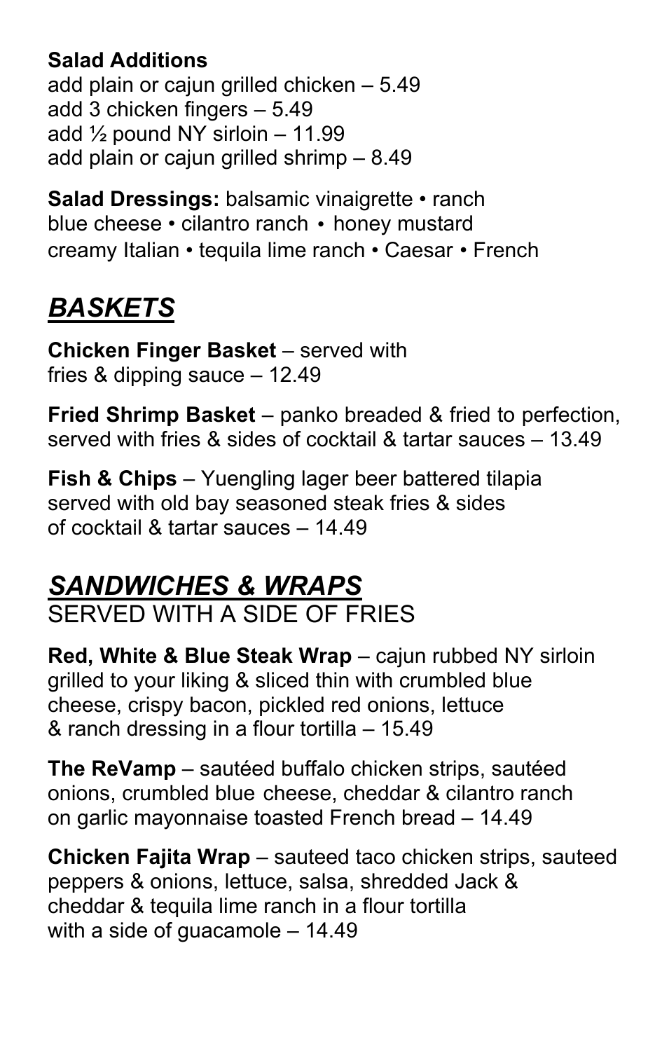**Salad Additions**
add plain or cajun grilled chicken – 5.49
add 3 chicken fingers – 5.49
add ½ pound NY sirloin – 11.99
add plain or cajun grilled shrimp – 8.49

**Salad Dressings:** balsamic vinaigrette • ranch
blue cheese • cilantro ranch • honey mustard
creamy Italian • tequila lime ranch • Caesar • French

## *BASKETS*

**Chicken Finger Basket** – served with fries & dipping sauce – 12.49

**Fried Shrimp Basket** – panko breaded & fried to perfection, served with fries & sides of cocktail & tartar sauces – 13.49

**Fish & Chips** – Yuengling lager beer battered tilapia served with old bay seasoned steak fries & sides of cocktail & tartar sauces – 14.49

## *SANDWICHES & WRAPS*

SERVED WITH A SIDE OF FRIES

**Red, White & Blue Steak Wrap** – cajun rubbed NY sirloin grilled to your liking & sliced thin with crumbled blue cheese, crispy bacon, pickled red onions, lettuce & ranch dressing in a flour tortilla – 15.49

**The ReVamp** – sautéed buffalo chicken strips, sautéed onions, crumbled blue cheese, cheddar & cilantro ranch on garlic mayonnaise toasted French bread – 14.49

**Chicken Fajita Wrap** – sauteed taco chicken strips, sauteed peppers & onions, lettuce, salsa, shredded Jack & cheddar & tequila lime ranch in a flour tortilla with a side of guacamole – 14.49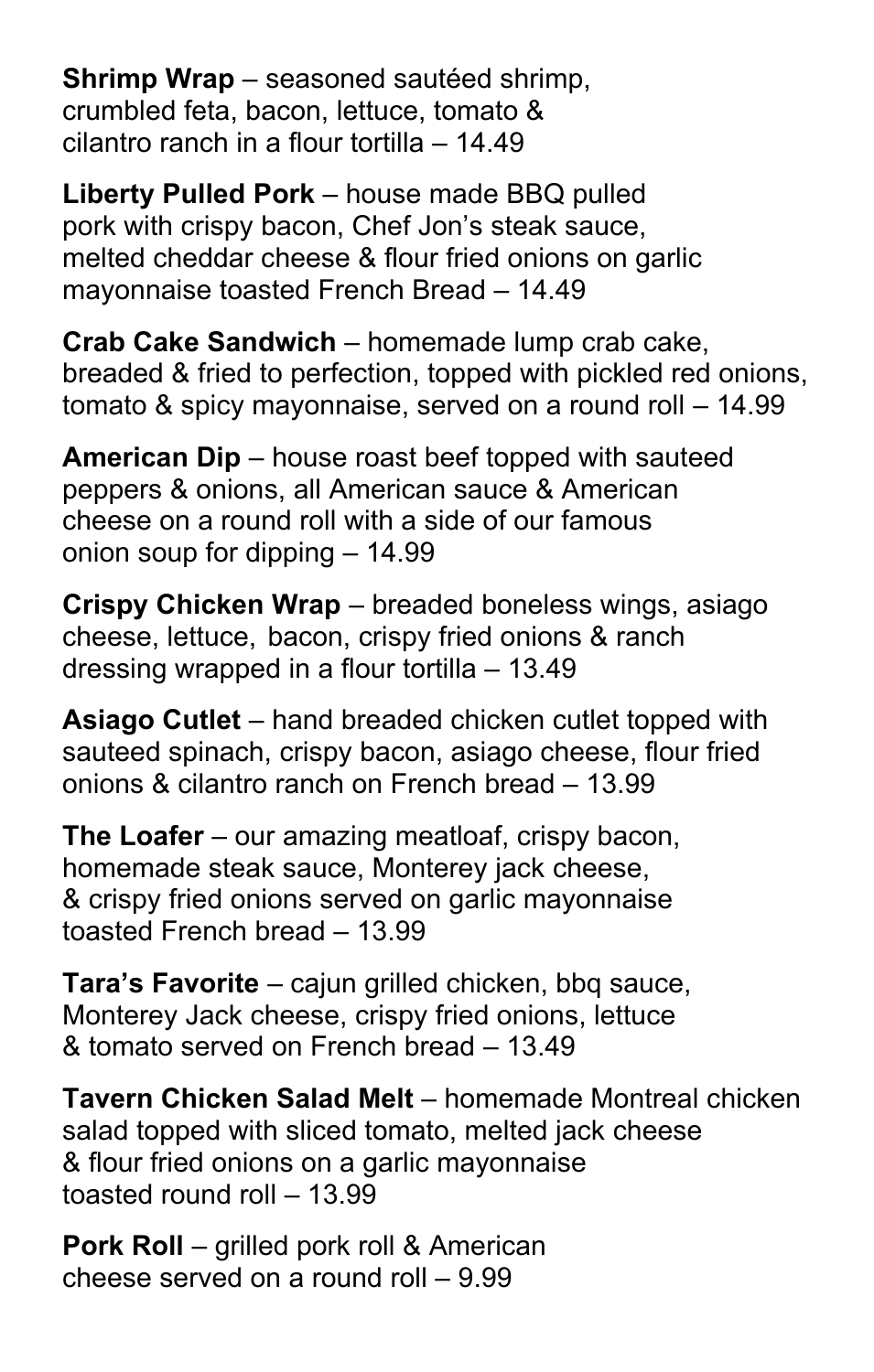**Shrimp Wrap** – seasoned sautéed shrimp, crumbled feta, bacon, lettuce, tomato & cilantro ranch in a flour tortilla – 14.49

**Liberty Pulled Pork** – house made BBQ pulled pork with crispy bacon, Chef Jon's steak sauce, melted cheddar cheese & flour fried onions on garlic mayonnaise toasted French Bread – 14.49

**Crab Cake Sandwich** – homemade lump crab cake, breaded & fried to perfection, topped with pickled red onions, tomato & spicy mayonnaise, served on a round roll – 14.99

**American Dip** – house roast beef topped with sauteed peppers & onions, all American sauce & American cheese on a round roll with a side of our famous onion soup for dipping – 14.99

**Crispy Chicken Wrap** – breaded boneless wings, asiago cheese, lettuce, bacon, crispy fried onions & ranch dressing wrapped in a flour tortilla – 13.49

**Asiago Cutlet** – hand breaded chicken cutlet topped with sauteed spinach, crispy bacon, asiago cheese, flour fried onions & cilantro ranch on French bread – 13.99

**The Loafer** – our amazing meatloaf, crispy bacon, homemade steak sauce, Monterey jack cheese, & crispy fried onions served on garlic mayonnaise toasted French bread – 13.99

**Tara's Favorite** – cajun grilled chicken, bbq sauce, Monterey Jack cheese, crispy fried onions, lettuce & tomato served on French bread – 13.49

**Tavern Chicken Salad Melt** – homemade Montreal chicken salad topped with sliced tomato, melted jack cheese & flour fried onions on a garlic mayonnaise toasted round roll – 13.99

**Pork Roll** – grilled pork roll & American cheese served on a round roll – 9.99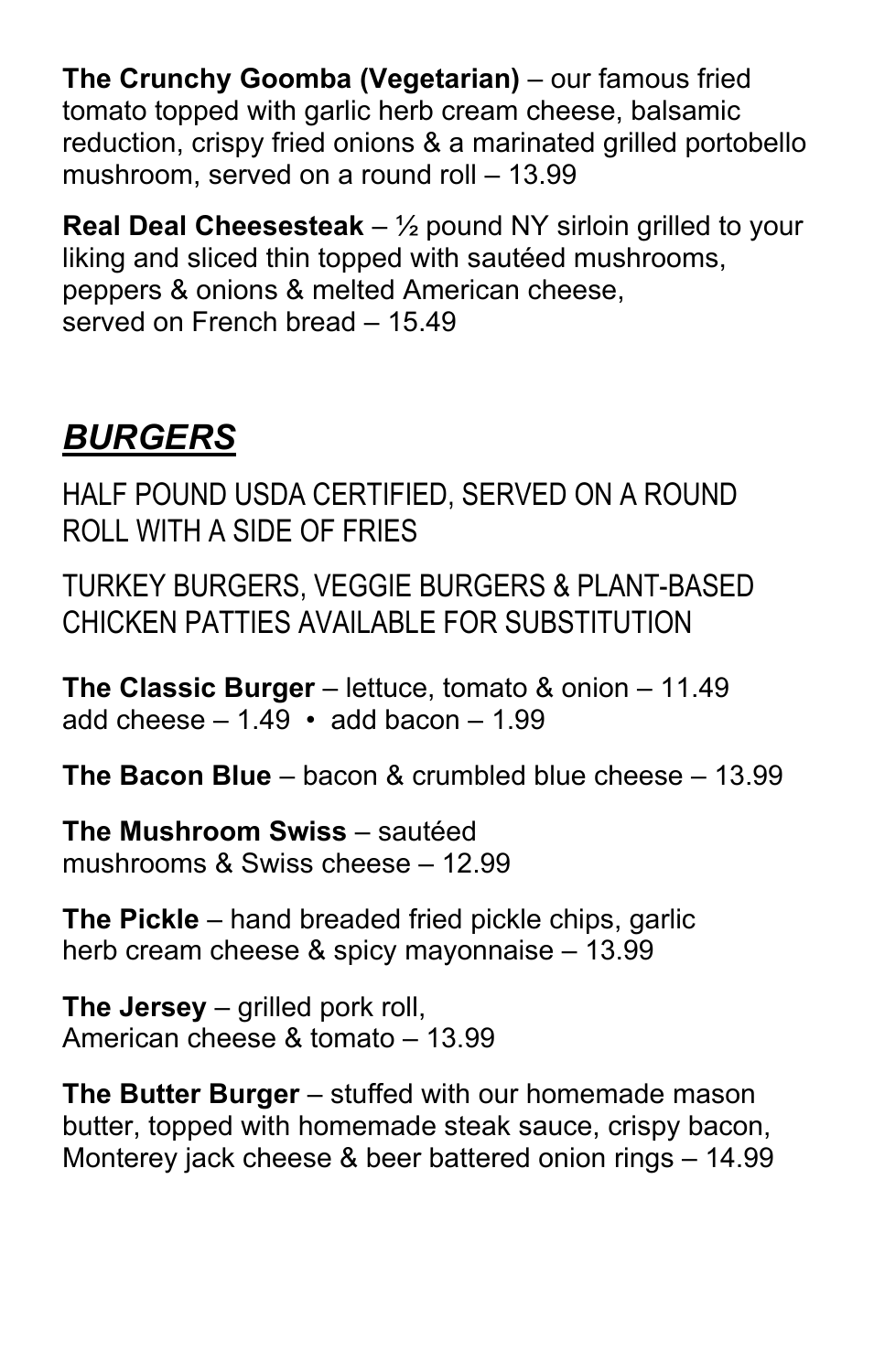**The Crunchy Goomba (Vegetarian)** – our famous fried tomato topped with garlic herb cream cheese, balsamic reduction, crispy fried onions & a marinated grilled portobello mushroom, served on a round roll – 13.99

**Real Deal Cheesesteak** – ½ pound NY sirloin grilled to your liking and sliced thin topped with sautéed mushrooms, peppers & onions & melted American cheese, served on French bread – 15.49

## ***BURGERS***

HALF POUND USDA CERTIFIED, SERVED ON A ROUND ROLL WITH A SIDE OF FRIES

TURKEY BURGERS, VEGGIE BURGERS & PLANT-BASED CHICKEN PATTIES AVAILABLE FOR SUBSTITUTION

**The Classic Burger** – lettuce, tomato & onion – 11.49
add cheese – 1.49 • add bacon – 1.99

**The Bacon Blue** – bacon & crumbled blue cheese – 13.99

**The Mushroom Swiss** – sautéed mushrooms & Swiss cheese – 12.99

**The Pickle** – hand breaded fried pickle chips, garlic herb cream cheese & spicy mayonnaise – 13.99

**The Jersey** – grilled pork roll, American cheese & tomato – 13.99

**The Butter Burger** – stuffed with our homemade mason butter, topped with homemade steak sauce, crispy bacon, Monterey jack cheese & beer battered onion rings – 14.99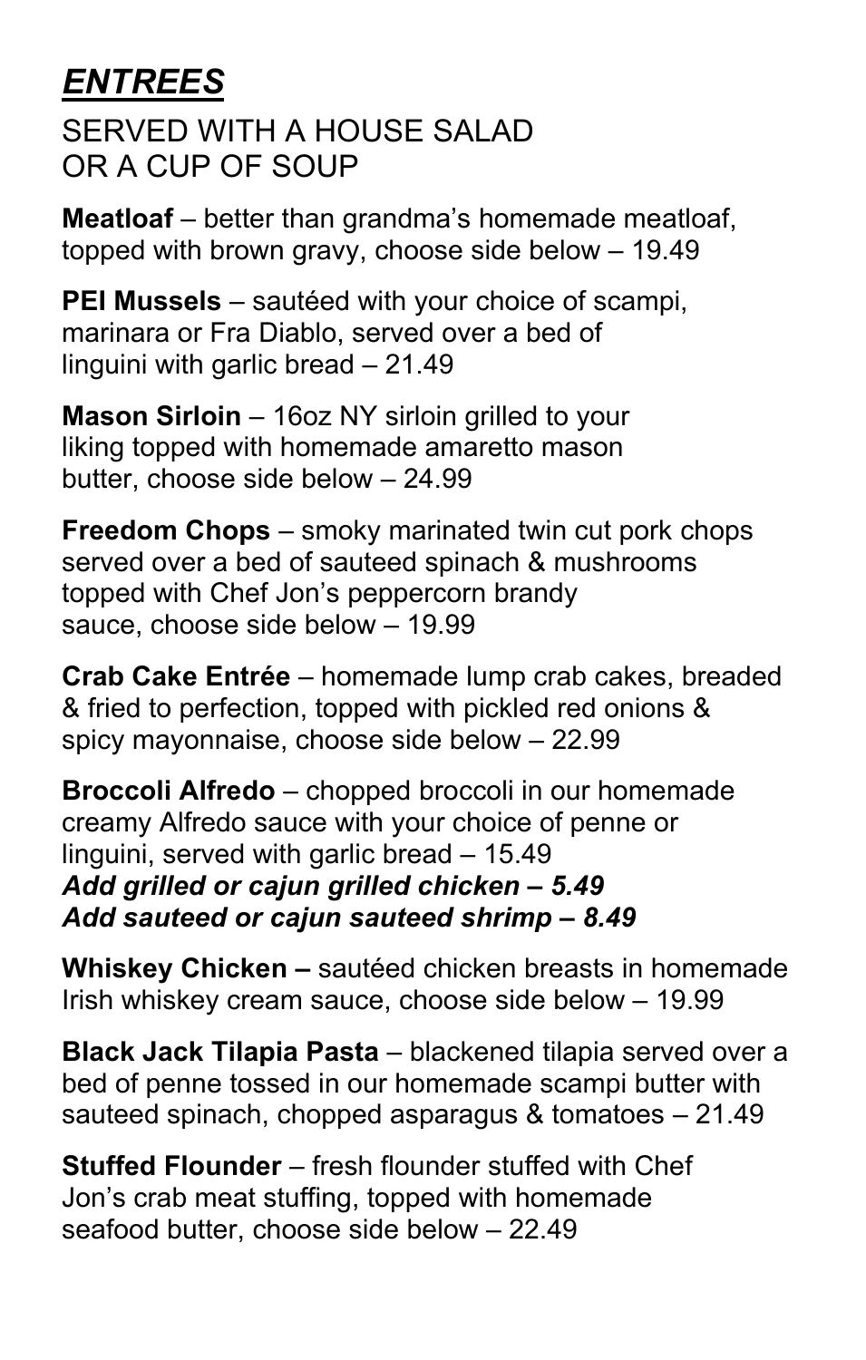# ***ENTREES***

## SERVED WITH A HOUSE SALAD OR A CUP OF SOUP

**Meatloaf** – better than grandma's homemade meatloaf, topped with brown gravy, choose side below – 19.49

**PEI Mussels** – sautéed with your choice of scampi, marinara or Fra Diablo, served over a bed of linguini with garlic bread – 21.49

**Mason Sirloin** – 16oz NY sirloin grilled to your liking topped with homemade amaretto mason butter, choose side below – 24.99

**Freedom Chops** – smoky marinated twin cut pork chops served over a bed of sauteed spinach & mushrooms topped with Chef Jon's peppercorn brandy sauce, choose side below – 19.99

**Crab Cake Entrée** – homemade lump crab cakes, breaded & fried to perfection, topped with pickled red onions & spicy mayonnaise, choose side below – 22.99

**Broccoli Alfredo** – chopped broccoli in our homemade creamy Alfredo sauce with your choice of penne or linguini, served with garlic bread – 15.49
***Add grilled or cajun grilled chicken – 5.49***
***Add sauteed or cajun sauteed shrimp – 8.49***

**Whiskey Chicken –** sautéed chicken breasts in homemade Irish whiskey cream sauce, choose side below – 19.99

**Black Jack Tilapia Pasta** – blackened tilapia served over a bed of penne tossed in our homemade scampi butter with sauteed spinach, chopped asparagus & tomatoes – 21.49

**Stuffed Flounder** – fresh flounder stuffed with Chef Jon's crab meat stuffing, topped with homemade seafood butter, choose side below – 22.49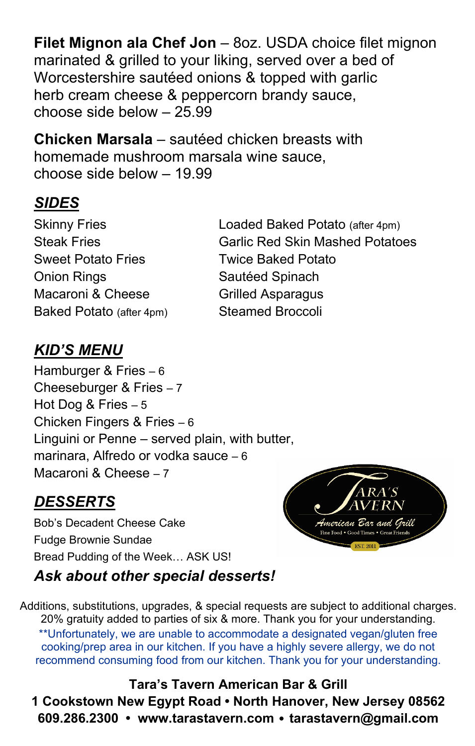**Filet Mignon ala Chef Jon** – 8oz. USDA choice filet mignon marinated & grilled to your liking, served over a bed of Worcestershire sautéed onions & topped with garlic herb cream cheese & peppercorn brandy sauce, choose side below – 25.99

**Chicken Marsala** – sautéed chicken breasts with homemade mushroom marsala wine sauce, choose side below – 19.99

## *SIDES*

Skinny Fries
Steak Fries
Sweet Potato Fries
Onion Rings
Macaroni & Cheese
Baked Potato (after 4pm)
Loaded Baked Potato (after 4pm)
Garlic Red Skin Mashed Potatoes
Twice Baked Potato
Sautéed Spinach
Grilled Asparagus
Steamed Broccoli

## *KID'S MENU*

Hamburger & Fries – 6
Cheeseburger & Fries – 7
Hot Dog & Fries – 5
Chicken Fingers & Fries – 6
Linguini or Penne – served plain, with butter, marinara, Alfredo or vodka sauce – 6
Macaroni & Cheese – 7

## *DESSERTS*

Bob's Decadent Cheese Cake
Fudge Brownie Sundae
Bread Pudding of the Week… ASK US!

***Ask about other special desserts!***

Tara's Tavern
American Bar and Grill
Fine Food • Good Times • Great Friends
EST. 2011

Additions, substitutions, upgrades, & special requests are subject to additional charges. 20% gratuity added to parties of six & more. Thank you for your understanding.

**Unfortunately, we are unable to accommodate a designated vegan/gluten free cooking/prep area in our kitchen. If you have a highly severe allergy, we do not recommend consuming food from our kitchen. Thank you for your understanding.

**Tara's Tavern American Bar & Grill**
**1 Cookstown New Egypt Road • North Hanover, New Jersey 08562**
**609.286.2300 • www.tarastavern.com • tarastavern@gmail.com**